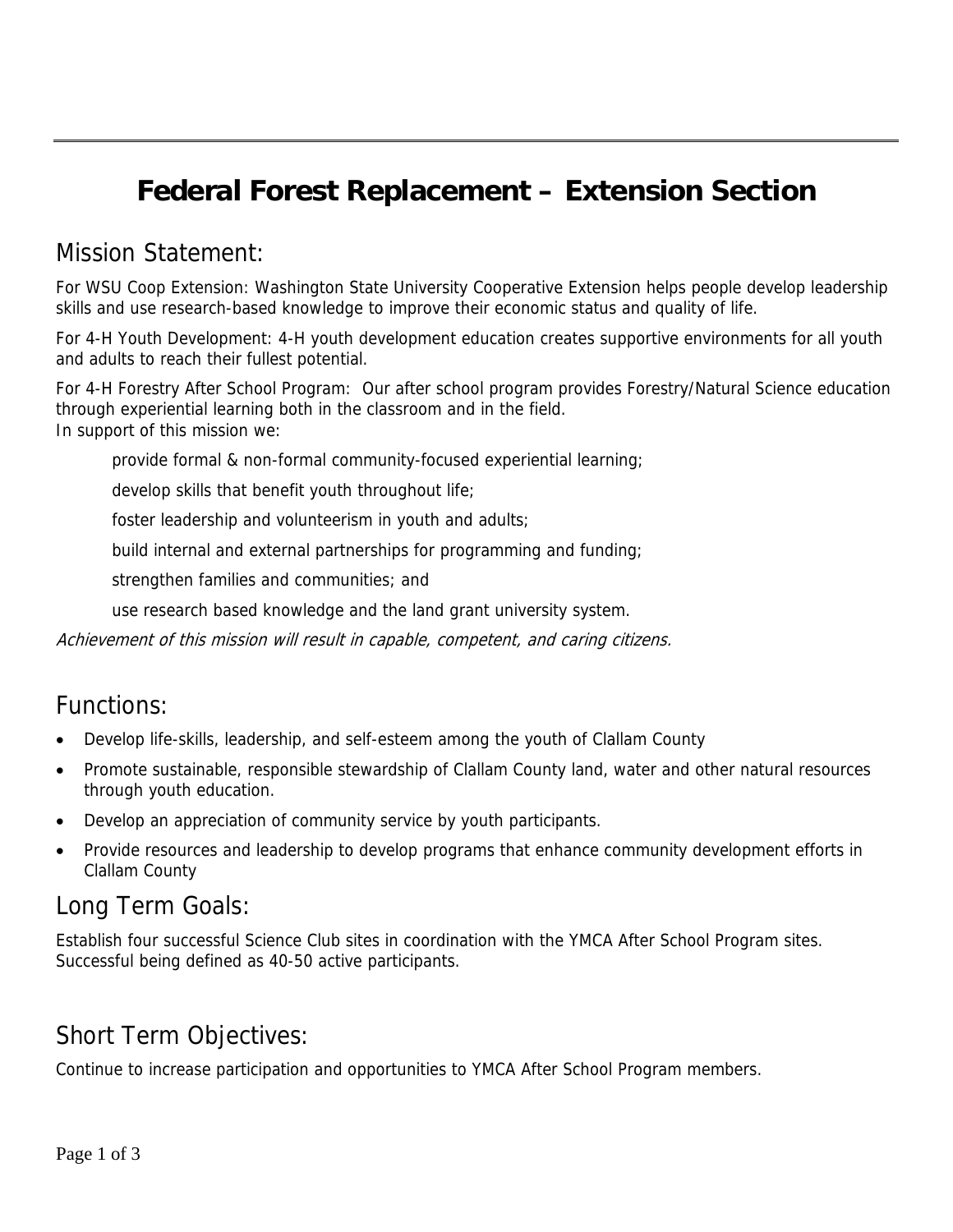# Federal Forest Replacement – Extension Section

## Mission Statement:

For WSU Coop Extension: Washington State University Cooperative Extension helps people develop leadership skills and use research-based knowledge to improve their economic status and quality of life.

For 4-H Youth Development: 4-H youth development education creates supportive environments for all youth and adults to reach their fullest potential.

For 4-H Forestry After School Program: Our after school program provides Forestry/Natural Science education through experiential learning both in the classroom and in the field.
In support of this mission we:

- provide formal & non-formal community-focused experiential learning;
- develop skills that benefit youth throughout life;
- foster leadership and volunteerism in youth and adults;
- build internal and external partnerships for programming and funding;
- strengthen families and communities; and
- use research based knowledge and the land grant university system.

*Achievement of this mission will result in capable, competent, and caring citizens.*

## Functions:

- Develop life-skills, leadership, and self-esteem among the youth of Clallam County
- Promote sustainable, responsible stewardship of Clallam County land, water and other natural resources through youth education.
- Develop an appreciation of community service by youth participants.
- Provide resources and leadership to develop programs that enhance community development efforts in Clallam County

## Long Term Goals:

Establish four successful Science Club sites in coordination with the YMCA After School Program sites. Successful being defined as 40-50 active participants.

## Short Term Objectives:

Continue to increase participation and opportunities to YMCA After School Program members.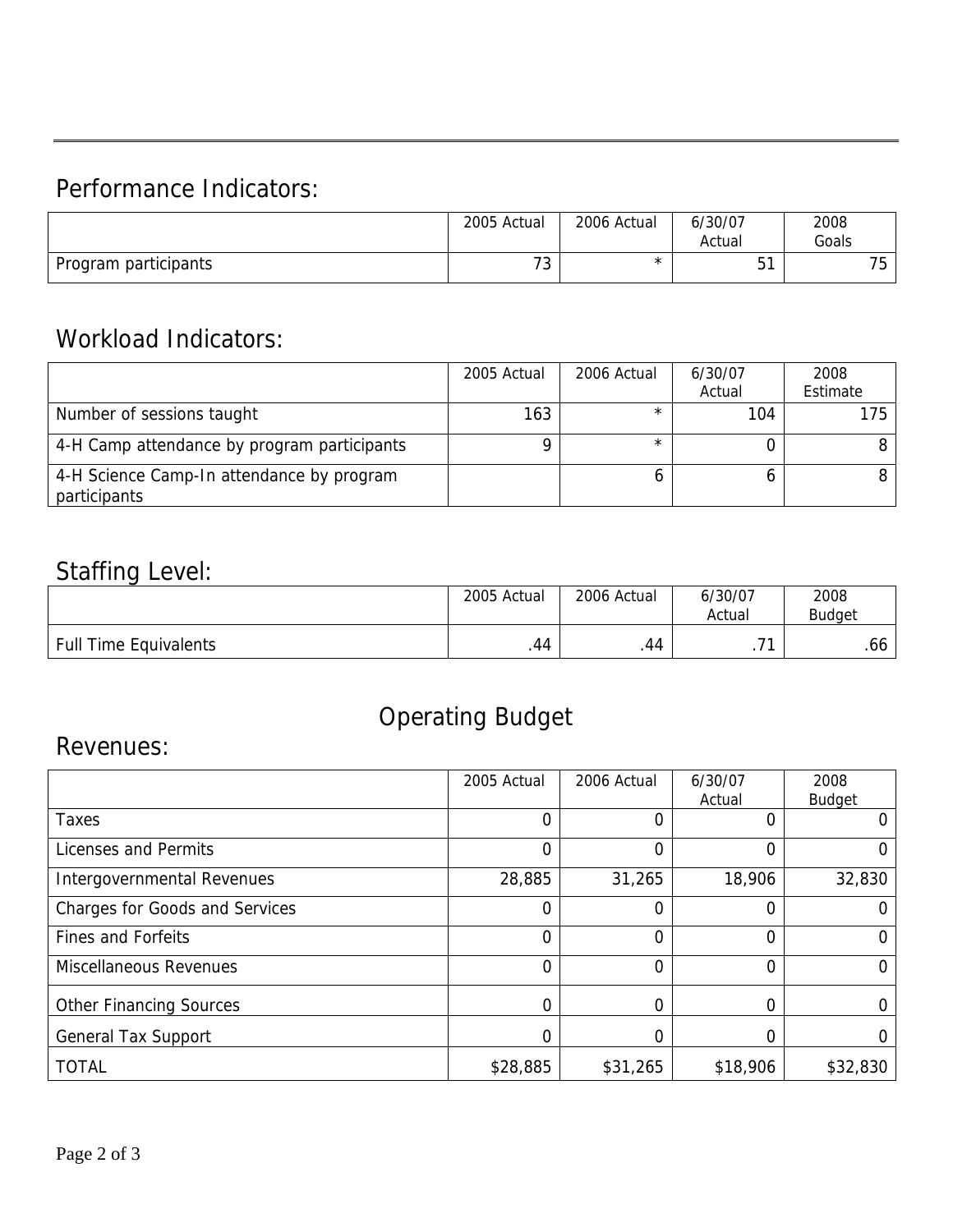## Performance Indicators:

| | 2005 Actual | 2006 Actual | 6/30/07 Actual | 2008 Goals |
|---|---|---|---|---|
| Program participants | 73 | * | 51 | 75 |

## Workload Indicators:

| | 2005 Actual | 2006 Actual | 6/30/07 Actual | 2008 Estimate |
|---|---|---|---|---|
| Number of sessions taught | 163 | * | 104 | 175 |
| 4-H Camp attendance by program participants | 9 | * | 0 | 8 |
| 4-H Science Camp-In attendance by program participants | | 6 | 6 | 8 |

## Staffing Level:

| | 2005 Actual | 2006 Actual | 6/30/07 Actual | 2008 Budget |
|---|---|---|---|---|
| Full Time Equivalents | .44 | .44 | .71 | .66 |

# Operating Budget

## Revenues:

| | 2005 Actual | 2006 Actual | 6/30/07 Actual | 2008 Budget |
|---|---|---|---|---|
| Taxes | 0 | 0 | 0 | 0 |
| Licenses and Permits | 0 | 0 | 0 | 0 |
| Intergovernmental Revenues | 28,885 | 31,265 | 18,906 | 32,830 |
| Charges for Goods and Services | 0 | 0 | 0 | 0 |
| Fines and Forfeits | 0 | 0 | 0 | 0 |
| Miscellaneous Revenues | 0 | 0 | 0 | 0 |
| Other Financing Sources | 0 | 0 | 0 | 0 |
| General Tax Support | 0 | 0 | 0 | 0 |
| TOTAL | $28,885 | $31,265 | $18,906 | $32,830 |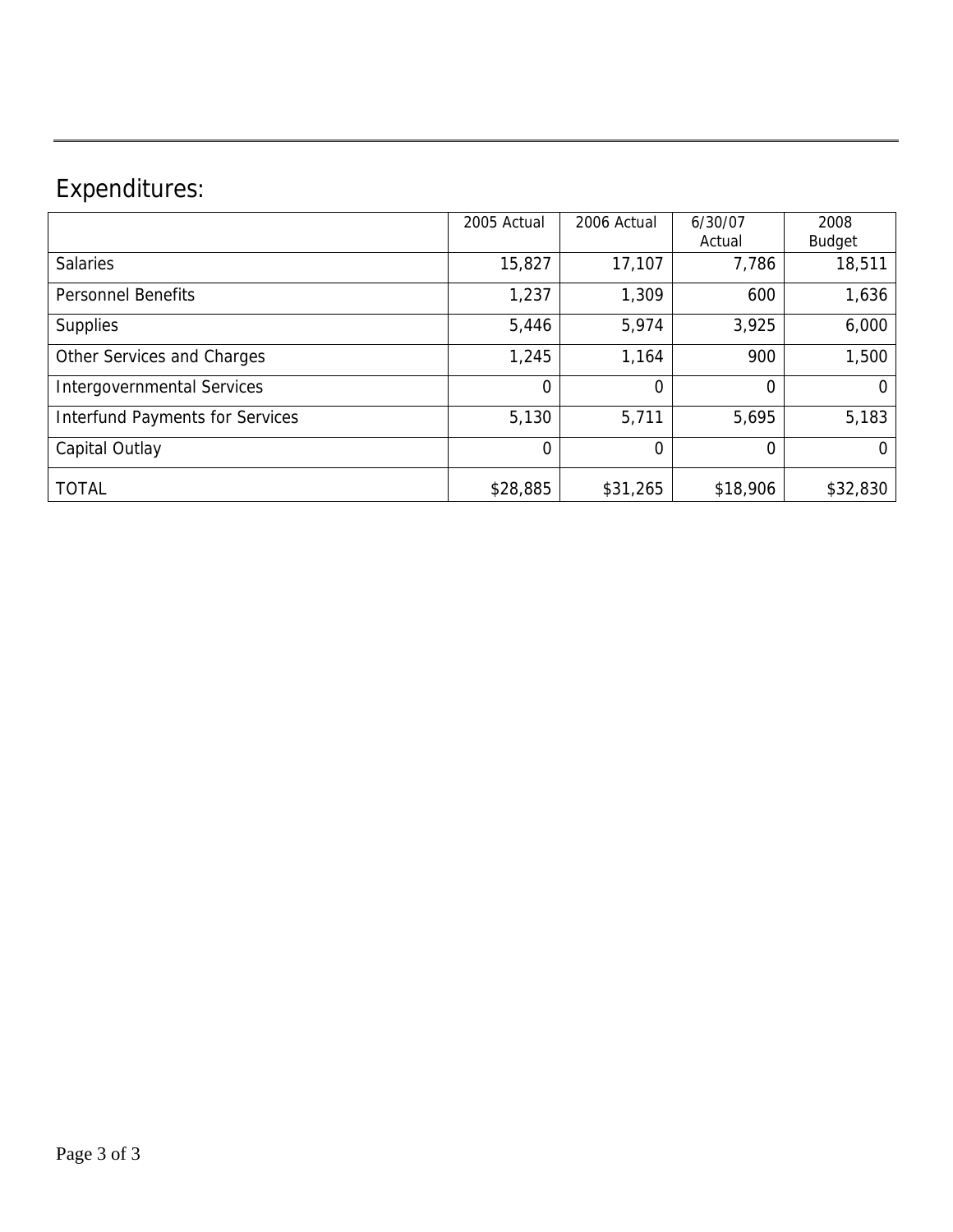## Expenditures:

| | 2005 Actual | 2006 Actual | 6/30/07 Actual | 2008 Budget |
|---|---|---|---|---|
| Salaries | 15,827 | 17,107 | 7,786 | 18,511 |
| Personnel Benefits | 1,237 | 1,309 | 600 | 1,636 |
| Supplies | 5,446 | 5,974 | 3,925 | 6,000 |
| Other Services and Charges | 1,245 | 1,164 | 900 | 1,500 |
| Intergovernmental Services | 0 | 0 | 0 | 0 |
| Interfund Payments for Services | 5,130 | 5,711 | 5,695 | 5,183 |
| Capital Outlay | 0 | 0 | 0 | 0 |
| TOTAL | $28,885 | $31,265 | $18,906 | $32,830 |